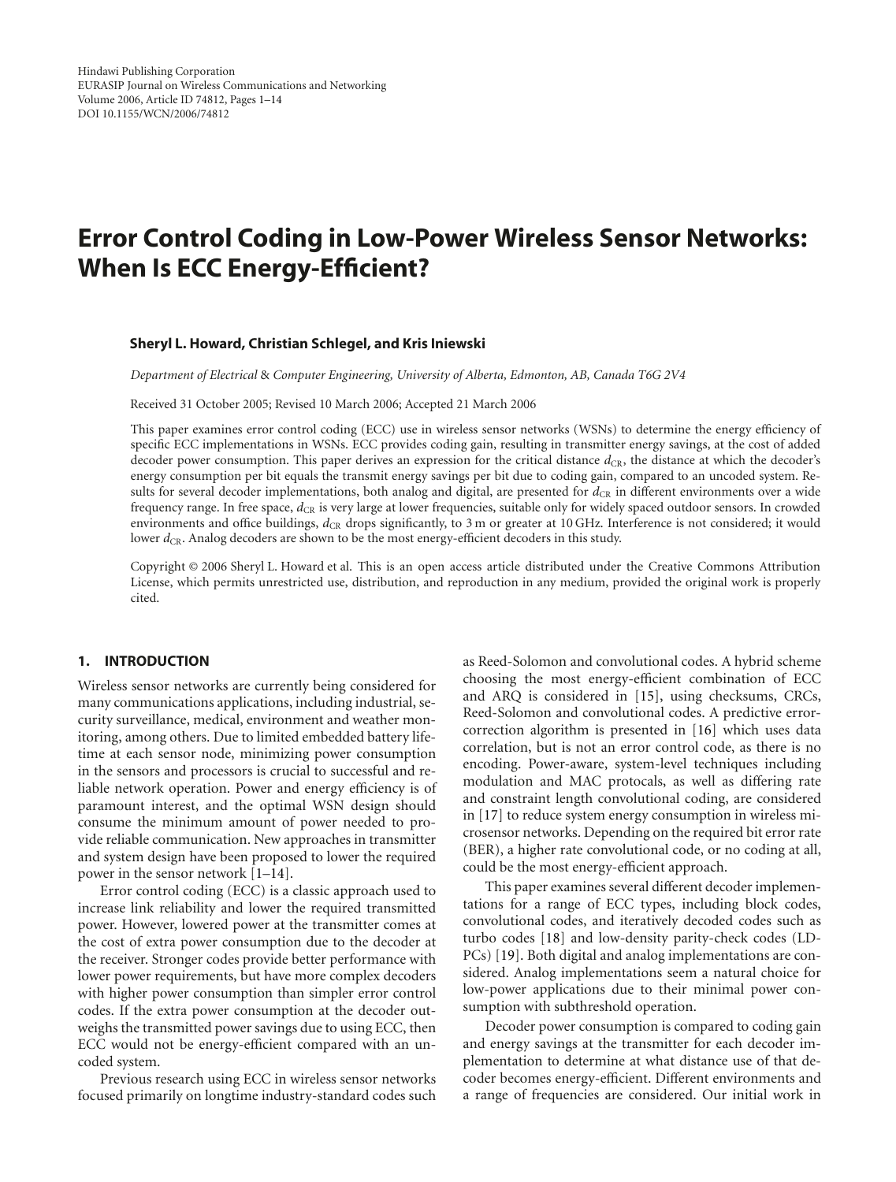# Error Control Coding in Low-Power Wireless Sensor Networks: When Is ECC Energy-Efficient?

**Sheryl L. Howard, Christian Schlegel, and Kris Iniewski**

*Department of Electrical & Computer Engineering, University of Alberta, Edmonton, AB, Canada T6G 2V4*

Received 31 October 2005; Revised 10 March 2006; Accepted 21 March 2006

This paper examines error control coding (ECC) use in wireless sensor networks (WSNs) to determine the energy efficiency of specific ECC implementations in WSNs. ECC provides coding gain, resulting in transmitter energy savings, at the cost of added decoder power consumption. This paper derives an expression for the critical distance $d_{CR}$, the distance at which the decoder's energy consumption per bit equals the transmit energy savings per bit due to coding gain, compared to an uncoded system. Results for several decoder implementations, both analog and digital, are presented for $d_{CR}$ in different environments over a wide frequency range. In free space, $d_{CR}$ is very large at lower frequencies, suitable only for widely spaced outdoor sensors. In crowded environments and office buildings, $d_{CR}$ drops significantly, to 3 m or greater at 10 GHz. Interference is not considered; it would lower $d_{CR}$. Analog decoders are shown to be the most energy-efficient decoders in this study.

Copyright © 2006 Sheryl L. Howard et al. This is an open access article distributed under the Creative Commons Attribution License, which permits unrestricted use, distribution, and reproduction in any medium, provided the original work is properly cited.

## 1. INTRODUCTION

Wireless sensor networks are currently being considered for many communications applications, including industrial, security surveillance, medical, environment and weather monitoring, among others. Due to limited embedded battery lifetime at each sensor node, minimizing power consumption in the sensors and processors is crucial to successful and reliable network operation. Power and energy efficiency is of paramount interest, and the optimal WSN design should consume the minimum amount of power needed to provide reliable communication. New approaches in transmitter and system design have been proposed to lower the required power in the sensor network [1–14].

Error control coding (ECC) is a classic approach used to increase link reliability and lower the required transmitted power. However, lowered power at the transmitter comes at the cost of extra power consumption due to the decoder at the receiver. Stronger codes provide better performance with lower power requirements, but have more complex decoders with higher power consumption than simpler error control codes. If the extra power consumption at the decoder outweighs the transmitted power savings due to using ECC, then ECC would not be energy-efficient compared with an uncoded system.

Previous research using ECC in wireless sensor networks focused primarily on longtime industry-standard codes such as Reed-Solomon and convolutional codes. A hybrid scheme choosing the most energy-efficient combination of ECC and ARQ is considered in [15], using checksums, CRCs, Reed-Solomon and convolutional codes. A predictive error-correction algorithm is presented in [16] which uses data correlation, but is not an error control code, as there is no encoding. Power-aware, system-level techniques including modulation and MAC protocals, as well as differing rate and constraint length convolutional coding, are considered in [17] to reduce system energy consumption in wireless microsensor networks. Depending on the required bit error rate (BER), a higher rate convolutional code, or no coding at all, could be the most energy-efficient approach.

This paper examines several different decoder implementations for a range of ECC types, including block codes, convolutional codes, and iteratively decoded codes such as turbo codes [18] and low-density parity-check codes (LDPCs) [19]. Both digital and analog implementations are considered. Analog implementations seem a natural choice for low-power applications due to their minimal power consumption with subthreshold operation.

Decoder power consumption is compared to coding gain and energy savings at the transmitter for each decoder implementation to determine at what distance use of that decoder becomes energy-efficient. Different environments and a range of frequencies are considered. Our initial work in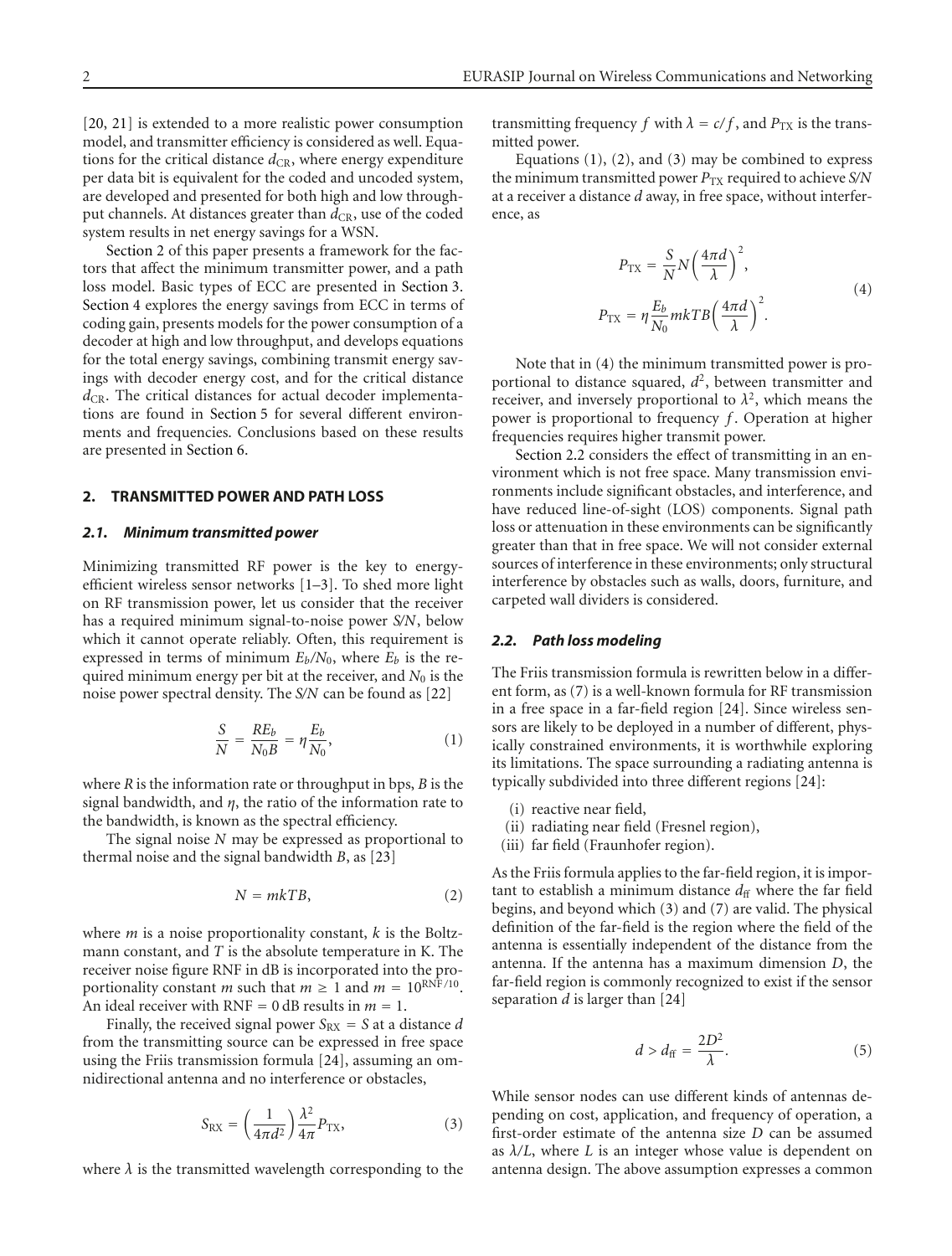[20, 21] is extended to a more realistic power consumption model, and transmitter efficiency is considered as well. Equations for the critical distance $d_{CR}$, where energy expenditure per data bit is equivalent for the coded and uncoded system, are developed and presented for both high and low throughput channels. At distances greater than $d_{CR}$, use of the coded system results in net energy savings for a WSN.

Section 2 of this paper presents a framework for the factors that affect the minimum transmitter power, and a path loss model. Basic types of ECC are presented in Section 3. Section 4 explores the energy savings from ECC in terms of coding gain, presents models for the power consumption of a decoder at high and low throughput, and develops equations for the total energy savings, combining transmit energy savings with decoder energy cost, and for the critical distance $d_{CR}$. The critical distances for actual decoder implementations are found in Section 5 for several different environments and frequencies. Conclusions based on these results are presented in Section 6.

## 2. TRANSMITTED POWER AND PATH LOSS

### 2.1. Minimum transmitted power

Minimizing transmitted RF power is the key to energy-efficient wireless sensor networks [1–3]. To shed more light on RF transmission power, let us consider that the receiver has a required minimum signal-to-noise power $S/N$, below which it cannot operate reliably. Often, this requirement is expressed in terms of minimum $E_b/N_0$, where $E_b$ is the required minimum energy per bit at the receiver, and $N_0$ is the noise power spectral density. The $S/N$ can be found as [22]

$$\frac{S}{N} = \frac{RE_b}{N_0 B} = \eta \frac{E_b}{N_0}, \tag{1}$$

where $R$ is the information rate or throughput in bps, $B$ is the signal bandwidth, and $\eta$, the ratio of the information rate to the bandwidth, is known as the spectral efficiency.

The signal noise $N$ may be expressed as proportional to thermal noise and the signal bandwidth $B$, as [23]

$$N = mkTB, \tag{2}$$

where $m$ is a noise proportionality constant, $k$ is the Boltzmann constant, and $T$ is the absolute temperature in K. The receiver noise figure RNF in dB is incorporated into the proportionality constant $m$ such that $m \geq 1$ and $m = 10^{\text{RNF}/10}$. An ideal receiver with RNF = 0 dB results in $m = 1$.

Finally, the received signal power $S_{RX} = S$ at a distance $d$ from the transmitting source can be expressed in free space using the Friis transmission formula [24], assuming an omnidirectional antenna and no interference or obstacles,

$$S_{RX} = \left(\frac{1}{4\pi d^2}\right)\frac{\lambda^2}{4\pi}P_{TX}, \tag{3}$$

where $\lambda$ is the transmitted wavelength corresponding to the transmitting frequency $f$ with $\lambda = c/f$, and $P_{TX}$ is the transmitted power.

Equations (1), (2), and (3) may be combined to express the minimum transmitted power $P_{TX}$ required to achieve $S/N$ at a receiver a distance $d$ away, in free space, without interference, as

$$P_{TX} = \frac{S}{N}N\left(\frac{4\pi d}{\lambda}\right)^2,$$
$$P_{TX} = \eta\frac{E_b}{N_0}mkTB\left(\frac{4\pi d}{\lambda}\right)^2. \tag{4}$$

Note that in (4) the minimum transmitted power is proportional to distance squared, $d^2$, between transmitter and receiver, and inversely proportional to $\lambda^2$, which means the power is proportional to frequency $f$. Operation at higher frequencies requires higher transmit power.

Section 2.2 considers the effect of transmitting in an environment which is not free space. Many transmission environments include significant obstacles, and interference, and have reduced line-of-sight (LOS) components. Signal path loss or attenuation in these environments can be significantly greater than that in free space. We will not consider external sources of interference in these environments; only structural interference by obstacles such as walls, doors, furniture, and carpeted wall dividers is considered.

### 2.2. Path loss modeling

The Friis transmission formula is rewritten below in a different form, as (7) is a well-known formula for RF transmission in a free space in a far-field region [24]. Since wireless sensors are likely to be deployed in a number of different, physically constrained environments, it is worthwhile exploring its limitations. The space surrounding a radiating antenna is typically subdivided into three different regions [24]:

(i) reactive near field,
(ii) radiating near field (Fresnel region),
(iii) far field (Fraunhofer region).

As the Friis formula applies to the far-field region, it is important to establish a minimum distance $d_{ff}$ where the far field begins, and beyond which (3) and (7) are valid. The physical definition of the far-field is the region where the field of the antenna is essentially independent of the distance from the antenna. If the antenna has a maximum dimension $D$, the far-field region is commonly recognized to exist if the sensor separation $d$ is larger than [24]

$$d > d_{ff} = \frac{2D^2}{\lambda}. \tag{5}$$

While sensor nodes can use different kinds of antennas depending on cost, application, and frequency of operation, a first-order estimate of the antenna size $D$ can be assumed as $\lambda/L$, where $L$ is an integer whose value is dependent on antenna design. The above assumption expresses a common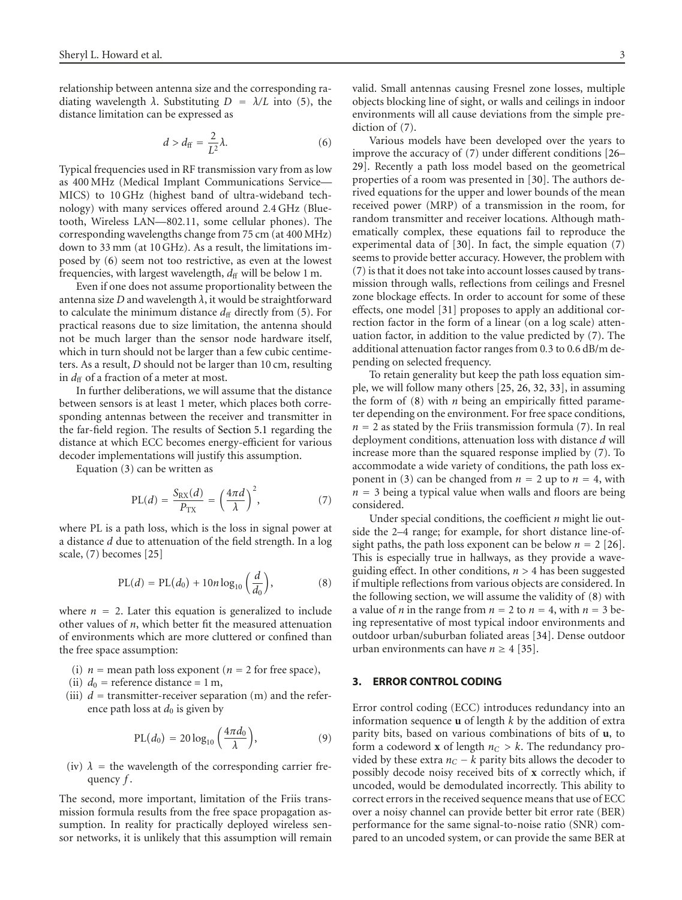relationship between antenna size and the corresponding radiating wavelength $\lambda$. Substituting $D = \lambda/L$ into (5), the distance limitation can be expressed as

$$d > d_{\text{ff}} = \frac{2}{L^2}\lambda. \tag{6}$$

Typical frequencies used in RF transmission vary from as low as 400 MHz (Medical Implant Communications Service—MICS) to 10 GHz (highest band of ultra-wideband technology) with many services offered around 2.4 GHz (Bluetooth, Wireless LAN—802.11, some cellular phones). The corresponding wavelengths change from 75 cm (at 400 MHz) down to 33 mm (at 10 GHz). As a result, the limitations imposed by (6) seem not too restrictive, as even at the lowest frequencies, with largest wavelength, $d_{\text{ff}}$ will be below 1 m.

Even if one does not assume proportionality between the antenna size $D$ and wavelength $\lambda$, it would be straightforward to calculate the minimum distance $d_{\text{ff}}$ directly from (5). For practical reasons due to size limitation, the antenna should not be much larger than the sensor node hardware itself, which in turn should not be larger than a few cubic centimeters. As a result, $D$ should not be larger than 10 cm, resulting in $d_{\text{ff}}$ of a fraction of a meter at most.

In further deliberations, we will assume that the distance between sensors is at least 1 meter, which places both corresponding antennas between the receiver and transmitter in the far-field region. The results of Section 5.1 regarding the distance at which ECC becomes energy-efficient for various decoder implementations will justify this assumption.

Equation (3) can be written as

$$\text{PL}(d) = \frac{S_{\text{RX}}(d)}{P_{\text{TX}}} = \left(\frac{4\pi d}{\lambda}\right)^2, \tag{7}$$

where PL is a path loss, which is the loss in signal power at a distance $d$ due to attenuation of the field strength. In a log scale, (7) becomes [25]

$$\text{PL}(d) = \text{PL}(d_0) + 10n\log_{10}\left(\frac{d}{d_0}\right), \tag{8}$$

where $n = 2$. Later this equation is generalized to include other values of $n$, which better fit the measured attenuation of environments which are more cluttered or confined than the free space assumption:

(i) $n$ = mean path loss exponent ($n = 2$ for free space),

(ii) $d_0$ = reference distance = 1 m,

(iii) $d$ = transmitter-receiver separation (m) and the reference path loss at $d_0$ is given by

$$\text{PL}(d_0) = 20\log_{10}\left(\frac{4\pi d_0}{\lambda}\right), \tag{9}$$

(iv) $\lambda$ = the wavelength of the corresponding carrier frequency $f$.

The second, more important, limitation of the Friis transmission formula results from the free space propagation assumption. In reality for practically deployed wireless sensor networks, it is unlikely that this assumption will remain valid. Small antennas causing Fresnel zone losses, multiple objects blocking line of sight, or walls and ceilings in indoor environments will all cause deviations from the simple prediction of (7).

Various models have been developed over the years to improve the accuracy of (7) under different conditions [26–29]. Recently a path loss model based on the geometrical properties of a room was presented in [30]. The authors derived equations for the upper and lower bounds of the mean received power (MRP) of a transmission in the room, for random transmitter and receiver locations. Although mathematically complex, these equations fail to reproduce the experimental data of [30]. In fact, the simple equation (7) seems to provide better accuracy. However, the problem with (7) is that it does not take into account losses caused by transmission through walls, reflections from ceilings and Fresnel zone blockage effects. In order to account for some of these effects, one model [31] proposes to apply an additional correction factor in the form of a linear (on a log scale) attenuation factor, in addition to the value predicted by (7). The additional attenuation factor ranges from 0.3 to 0.6 dB/m depending on selected frequency.

To retain generality but keep the path loss equation simple, we will follow many others [25, 26, 32, 33], in assuming the form of (8) with $n$ being an empirically fitted parameter depending on the environment. For free space conditions, $n = 2$ as stated by the Friis transmission formula (7). In real deployment conditions, attenuation loss with distance $d$ will increase more than the squared response implied by (7). To accommodate a wide variety of conditions, the path loss exponent in (3) can be changed from $n = 2$ up to $n = 4$, with $n = 3$ being a typical value when walls and floors are being considered.

Under special conditions, the coefficient $n$ might lie outside the 2–4 range; for example, for short distance line-of-sight paths, the path loss exponent can be below $n = 2$ [26]. This is especially true in hallways, as they provide a waveguiding effect. In other conditions, $n > 4$ has been suggested if multiple reflections from various objects are considered. In the following section, we will assume the validity of (8) with a value of $n$ in the range from $n = 2$ to $n = 4$, with $n = 3$ being representative of most typical indoor environments and outdoor urban/suburban foliated areas [34]. Dense outdoor urban environments can have $n \geq 4$ [35].

## 3. ERROR CONTROL CODING

Error control coding (ECC) introduces redundancy into an information sequence $\mathbf{u}$ of length $k$ by the addition of extra parity bits, based on various combinations of bits of $\mathbf{u}$, to form a codeword $\mathbf{x}$ of length $n_C > k$. The redundancy provided by these extra $n_C - k$ parity bits allows the decoder to possibly decode noisy received bits of $\mathbf{x}$ correctly which, if uncoded, would be demodulated incorrectly. This ability to correct errors in the received sequence means that use of ECC over a noisy channel can provide better bit error rate (BER) performance for the same signal-to-noise ratio (SNR) compared to an uncoded system, or can provide the same BER at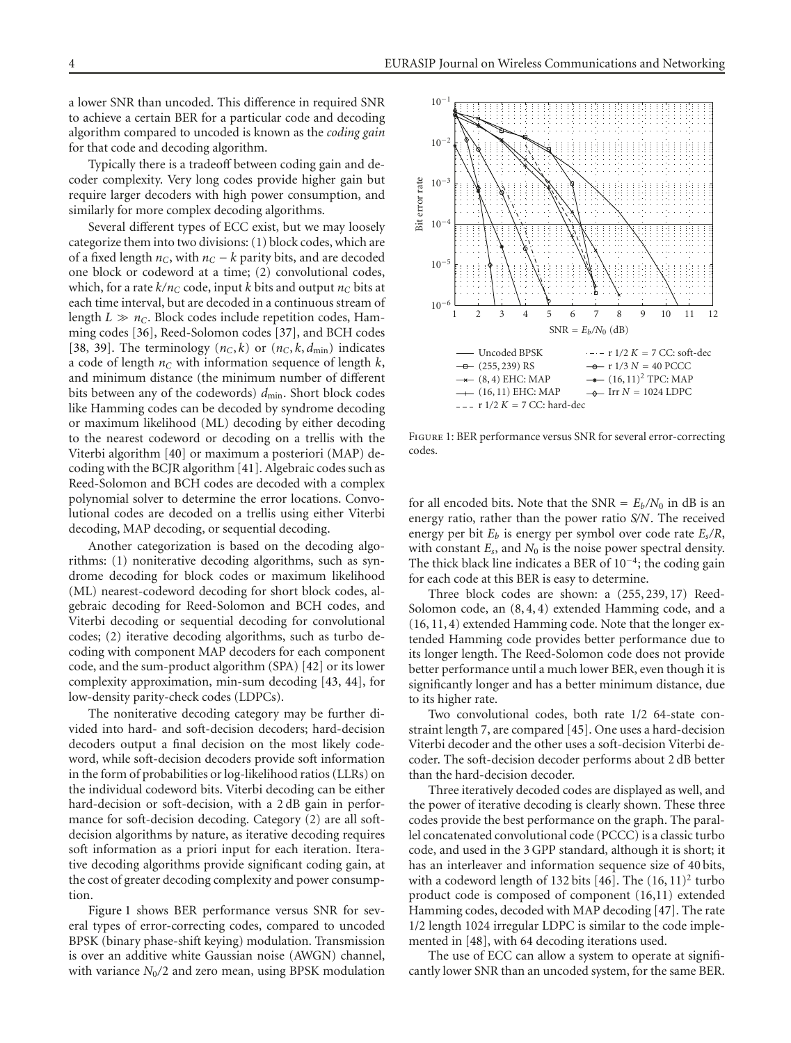a lower SNR than uncoded. This difference in required SNR to achieve a certain BER for a particular code and decoding algorithm compared to uncoded is known as the *coding gain* for that code and decoding algorithm.

Typically there is a tradeoff between coding gain and decoder complexity. Very long codes provide higher gain but require larger decoders with high power consumption, and similarly for more complex decoding algorithms.

Several different types of ECC exist, but we may loosely categorize them into two divisions: (1) block codes, which are of a fixed length $n_C$, with $n_C - k$ parity bits, and are decoded one block or codeword at a time; (2) convolutional codes, which, for a rate $k/n_C$ code, input $k$ bits and output $n_C$ bits at each time interval, but are decoded in a continuous stream of length $L \gg n_C$. Block codes include repetition codes, Hamming codes [36], Reed-Solomon codes [37], and BCH codes [38, 39]. The terminology $(n_C, k)$ or $(n_C, k, d_{\min})$ indicates a code of length $n_C$ with information sequence of length $k$, and minimum distance (the minimum number of different bits between any of the codewords) $d_{\min}$. Short block codes like Hamming codes can be decoded by syndrome decoding or maximum likelihood (ML) decoding by either decoding to the nearest codeword or decoding on a trellis with the Viterbi algorithm [40] or maximum a posteriori (MAP) decoding with the BCJR algorithm [41]. Algebraic codes such as Reed-Solomon and BCH codes are decoded with a complex polynomial solver to determine the error locations. Convolutional codes are decoded on a trellis using either Viterbi decoding, MAP decoding, or sequential decoding.

Another categorization is based on the decoding algorithms: (1) noniterative decoding algorithms, such as syndrome decoding for block codes or maximum likelihood (ML) nearest-codeword decoding for short block codes, algebraic decoding for Reed-Solomon and BCH codes, and Viterbi decoding or sequential decoding for convolutional codes; (2) iterative decoding algorithms, such as turbo decoding with component MAP decoders for each component code, and the sum-product algorithm (SPA) [42] or its lower complexity approximation, min-sum decoding [43, 44], for low-density parity-check codes (LDPCs).

The noniterative decoding category may be further divided into hard- and soft-decision decoders; hard-decision decoders output a final decision on the most likely codeword, while soft-decision decoders provide soft information in the form of probabilities or log-likelihood ratios (LLRs) on the individual codeword bits. Viterbi decoding can be either hard-decision or soft-decision, with a 2 dB gain in performance for soft-decision decoding. Category (2) are all soft-decision algorithms by nature, as iterative decoding requires soft information as a priori input for each iteration. Iterative decoding algorithms provide significant coding gain, at the cost of greater decoding complexity and power consumption.

Figure 1 shows BER performance versus SNR for several types of error-correcting codes, compared to uncoded BPSK (binary phase-shift keying) modulation. Transmission is over an additive white Gaussian noise (AWGN) channel, with variance $N_0/2$ and zero mean, using BPSK modulation for all encoded bits. Note that the SNR $= E_b/N_0$ in dB is an energy ratio, rather than the power ratio $S/N$. The received energy per bit $E_b$ is energy per symbol over code rate $E_s/R$, with constant $E_s$, and $N_0$ is the noise power spectral density. The thick black line indicates a BER of $10^{-4}$; the coding gain for each code at this BER is easy to determine.

Figure 1: BER performance versus SNR for several error-correcting codes.

Three block codes are shown: a $(255, 239, 17)$ Reed-Solomon code, an $(8, 4, 4)$ extended Hamming code, and a $(16, 11, 4)$ extended Hamming code. Note that the longer extended Hamming code provides better performance due to its longer length. The Reed-Solomon code does not provide better performance until a much lower BER, even though it is significantly longer and has a better minimum distance, due to its higher rate.

Two convolutional codes, both rate 1/2 64-state constraint length 7, are compared [45]. One uses a hard-decision Viterbi decoder and the other uses a soft-decision Viterbi decoder. The soft-decision decoder performs about 2 dB better than the hard-decision decoder.

Three iteratively decoded codes are displayed as well, and the power of iterative decoding is clearly shown. These three codes provide the best performance on the graph. The parallel concatenated convolutional code (PCCC) is a classic turbo code, and used in the 3 GPP standard, although it is short; it has an interleaver and information sequence size of 40 bits, with a codeword length of 132 bits [46]. The $(16, 11)^2$ turbo product code is composed of component (16,11) extended Hamming codes, decoded with MAP decoding [47]. The rate 1/2 length 1024 irregular LDPC is similar to the code implemented in [48], with 64 decoding iterations used.

The use of ECC can allow a system to operate at significantly lower SNR than an uncoded system, for the same BER.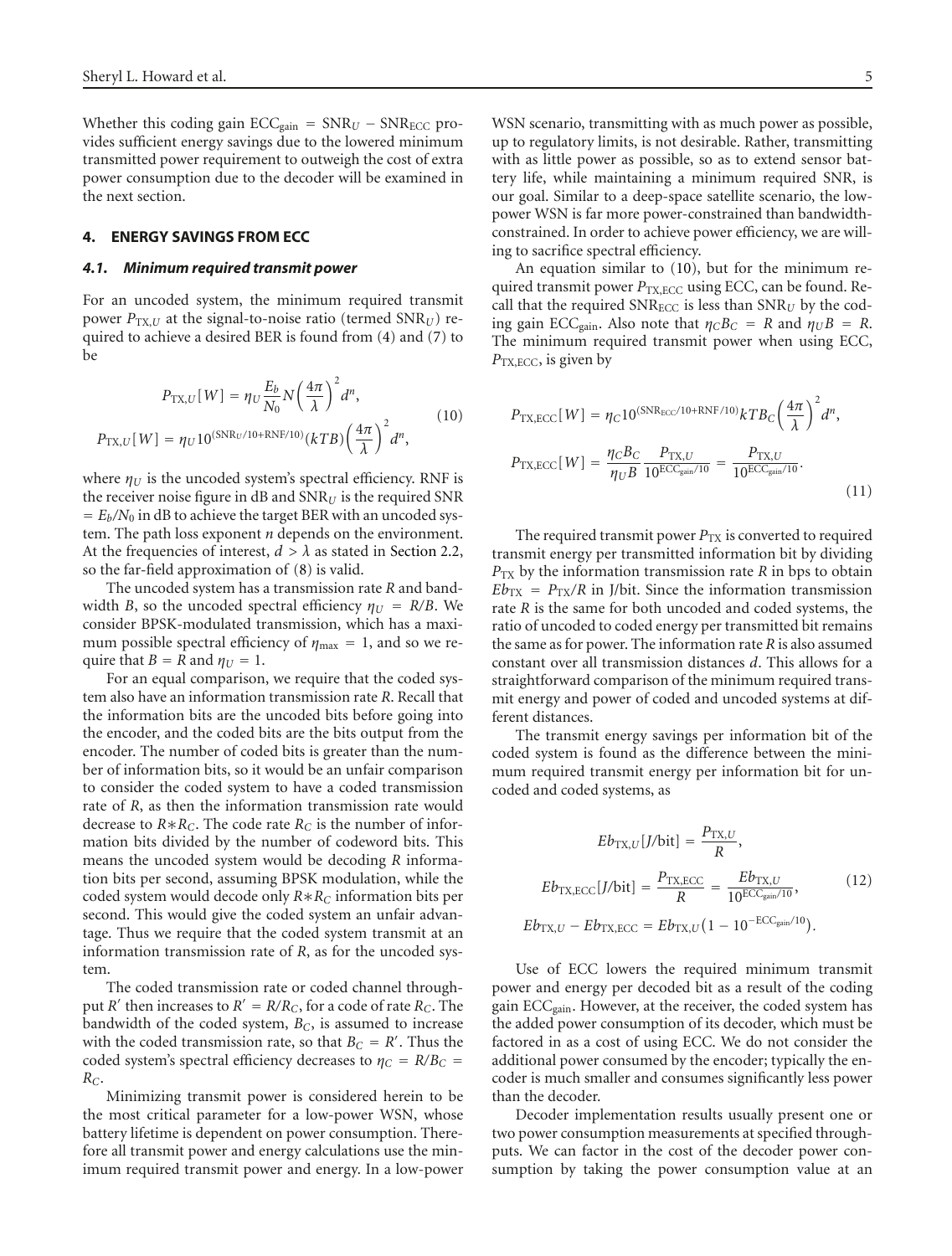Whether this coding gain $\text{ECC}_{\text{gain}} = \text{SNR}_U - \text{SNR}_{\text{ECC}}$ provides sufficient energy savings due to the lowered minimum transmitted power requirement to outweigh the cost of extra power consumption due to the decoder will be examined in the next section.

## 4. ENERGY SAVINGS FROM ECC

### 4.1. Minimum required transmit power

For an uncoded system, the minimum required transmit power $P_{\text{TX},U}$ at the signal-to-noise ratio (termed $\text{SNR}_U$) required to achieve a desired BER is found from (4) and (7) to be

$$P_{\text{TX},U}[W] = \eta_U \frac{E_b}{N_0} N \left(\frac{4\pi}{\lambda}\right)^2 d^n,$$
$$P_{\text{TX},U}[W] = \eta_U 10^{(\text{SNR}_U/10 + \text{RNF}/10)}(kTB)\left(\frac{4\pi}{\lambda}\right)^2 d^n, \tag{10}$$

where $\eta_U$ is the uncoded system's spectral efficiency. RNF is the receiver noise figure in dB and $\text{SNR}_U$ is the required SNR $= E_b/N_0$ in dB to achieve the target BER with an uncoded system. The path loss exponent $n$ depends on the environment. At the frequencies of interest, $d > \lambda$ as stated in Section 2.2, so the far-field approximation of (8) is valid.

The uncoded system has a transmission rate $R$ and bandwidth $B$, so the uncoded spectral efficiency $\eta_U = R/B$. We consider BPSK-modulated transmission, which has a maximum possible spectral efficiency of $\eta_{\max} = 1$, and so we require that $B = R$ and $\eta_U = 1$.

For an equal comparison, we require that the coded system also have an information transmission rate $R$. Recall that the information bits are the uncoded bits before going into the encoder, and the coded bits are the bits output from the encoder. The number of coded bits is greater than the number of information bits, so it would be an unfair comparison to consider the coded system to have a coded transmission rate of $R$, as then the information transmission rate would decrease to $R*R_C$. The code rate $R_C$ is the number of information bits divided by the number of codeword bits. This means the uncoded system would be decoding $R$ information bits per second, assuming BPSK modulation, while the coded system would decode only $R*R_C$ information bits per second. This would give the coded system an unfair advantage. Thus we require that the coded system transmit at an information transmission rate of $R$, as for the uncoded system.

The coded transmission rate or coded channel throughput $R'$ then increases to $R' = R/R_C$, for a code of rate $R_C$. The bandwidth of the coded system, $B_C$, is assumed to increase with the coded transmission rate, so that $B_C = R'$. Thus the coded system's spectral efficiency decreases to $\eta_C = R/B_C = R_C$.

Minimizing transmit power is considered herein to be the most critical parameter for a low-power WSN, whose battery lifetime is dependent on power consumption. Therefore all transmit power and energy calculations use the minimum required transmit power and energy. In a low-power WSN scenario, transmitting with as much power as possible, up to regulatory limits, is not desirable. Rather, transmitting with as little power as possible, so as to extend sensor battery life, while maintaining a minimum required SNR, is our goal. Similar to a deep-space satellite scenario, the low-power WSN is far more power-constrained than bandwidth-constrained. In order to achieve power efficiency, we are willing to sacrifice spectral efficiency.

An equation similar to (10), but for the minimum required transmit power $P_{\text{TX,ECC}}$ using ECC, can be found. Recall that the required $\text{SNR}_{\text{ECC}}$ is less than $\text{SNR}_U$ by the coding gain $\text{ECC}_{\text{gain}}$. Also note that $\eta_C B_C = R$ and $\eta_U B = R$. The minimum required transmit power when using ECC, $P_{\text{TX,ECC}}$, is given by

$$P_{\text{TX,ECC}}[W] = \eta_C 10^{(\text{SNR}_{\text{ECC}}/10 + \text{RNF}/10)} kTB_C \left(\frac{4\pi}{\lambda}\right)^2 d^n,$$
$$P_{\text{TX,ECC}}[W] = \frac{\eta_C B_C}{\eta_U B} \frac{P_{\text{TX},U}}{10^{\text{ECC}_{\text{gain}}/10}} = \frac{P_{\text{TX},U}}{10^{\text{ECC}_{\text{gain}}/10}}. \tag{11}$$

The required transmit power $P_{\text{TX}}$ is converted to required transmit energy per transmitted information bit by dividing $P_{\text{TX}}$ by the information transmission rate $R$ in bps to obtain $Eb_{\text{TX}} = P_{\text{TX}}/R$ in J/bit. Since the information transmission rate $R$ is the same for both uncoded and coded systems, the ratio of uncoded to coded energy per transmitted bit remains the same as for power. The information rate $R$ is also assumed constant over all transmission distances $d$. This allows for a straightforward comparison of the minimum required transmit energy and power of coded and uncoded systems at different distances.

The transmit energy savings per information bit of the coded system is found as the difference between the minimum required transmit energy per information bit for uncoded and coded systems, as

$$Eb_{\text{TX},U}[J/\text{bit}] = \frac{P_{\text{TX},U}}{R},$$
$$Eb_{\text{TX,ECC}}[J/\text{bit}] = \frac{P_{\text{TX,ECC}}}{R} = \frac{Eb_{\text{TX},U}}{10^{\text{ECC}_{\text{gain}}/10}}, \tag{12}$$
$$Eb_{\text{TX},U} - Eb_{\text{TX,ECC}} = Eb_{\text{TX},U}\left(1 - 10^{-\text{ECC}_{\text{gain}}/10}\right).$$

Use of ECC lowers the required minimum transmit power and energy per decoded bit as a result of the coding gain $\text{ECC}_{\text{gain}}$. However, at the receiver, the coded system has the added power consumption of its decoder, which must be factored in as a cost of using ECC. We do not consider the additional power consumed by the encoder; typically the encoder is much smaller and consumes significantly less power than the decoder.

Decoder implementation results usually present one or two power consumption measurements at specified throughputs. We can factor in the cost of the decoder power consumption by taking the power consumption value at an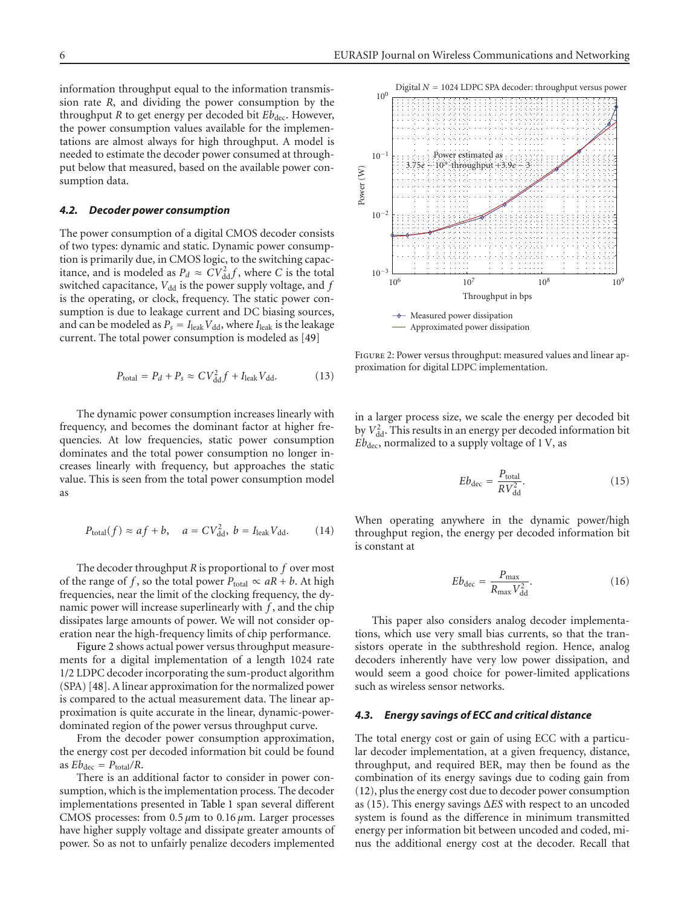information throughput equal to the information transmission rate $R$, and dividing the power consumption by the throughput $R$ to get energy per decoded bit $Eb_{\text{dec}}$. However, the power consumption values available for the implementations are almost always for high throughput. A model is needed to estimate the decoder power consumed at throughput below that measured, based on the available power consumption data.

### 4.2. Decoder power consumption

The power consumption of a digital CMOS decoder consists of two types: dynamic and static. Dynamic power consumption is primarily due, in CMOS logic, to the switching capacitance, and is modeled as $P_d \approx CV_{\text{dd}}^2 f$, where $C$ is the total switched capacitance, $V_{\text{dd}}$ is the power supply voltage, and $f$ is the operating, or clock, frequency. The static power consumption is due to leakage current and DC biasing sources, and can be modeled as $P_s = I_{\text{leak}} V_{\text{dd}}$, where $I_{\text{leak}}$ is the leakage current. The total power consumption is modeled as [49]

$$P_{\text{total}} = P_d + P_s \approx CV_{\text{dd}}^2 f + I_{\text{leak}} V_{\text{dd}}. \tag{13}$$

The dynamic power consumption increases linearly with frequency, and becomes the dominant factor at higher frequencies. At low frequencies, static power consumption dominates and the total power consumption no longer increases linearly with frequency, but approaches the static value. This is seen from the total power consumption model as

$$P_{\text{total}}(f) \approx af + b, \quad a = CV_{\text{dd}}^2, \; b = I_{\text{leak}} V_{\text{dd}}. \tag{14}$$

The decoder throughput $R$ is proportional to $f$ over most of the range of $f$, so the total power $P_{\text{total}} \propto aR + b$. At high frequencies, near the limit of the clocking frequency, the dynamic power will increase superlinearly with $f$, and the chip dissipates large amounts of power. We will not consider operation near the high-frequency limits of chip performance.

Figure 2 shows actual power versus throughput measurements for a digital implementation of a length 1024 rate 1/2 LDPC decoder incorporating the sum-product algorithm (SPA) [48]. A linear approximation for the normalized power is compared to the actual measurement data. The linear approximation is quite accurate in the linear, dynamic-power-dominated region of the power versus throughput curve.

From the decoder power consumption approximation, the energy cost per decoded information bit could be found as $Eb_{\text{dec}} = P_{\text{total}}/R$.

There is an additional factor to consider in power consumption, which is the implementation process. The decoder implementations presented in Table 1 span several different CMOS processes: from $0.5\,\mu$m to $0.16\,\mu$m. Larger processes have higher supply voltage and dissipate greater amounts of power. So as not to unfairly penalize decoders implemented in a larger process size, we scale the energy per decoded bit by $V_{\text{dd}}^2$. This results in an energy per decoded information bit $Eb_{\text{dec}}$, normalized to a supply voltage of 1 V, as

Figure 2: Power versus throughput: measured values and linear approximation for digital LDPC implementation.

$$Eb_{\text{dec}} = \frac{P_{\text{total}}}{RV_{\text{dd}}^2}. \tag{15}$$

When operating anywhere in the dynamic power/high throughput region, the energy per decoded information bit is constant at

$$Eb_{\text{dec}} = \frac{P_{\max}}{R_{\max} V_{\text{dd}}^2}. \tag{16}$$

This paper also considers analog decoder implementations, which use very small bias currents, so that the transistors operate in the subthreshold region. Hence, analog decoders inherently have very low power dissipation, and would seem a good choice for power-limited applications such as wireless sensor networks.

### 4.3. Energy savings of ECC and critical distance

The total energy cost or gain of using ECC with a particular decoder implementation, at a given frequency, distance, throughput, and required BER, may then be found as the combination of its energy savings due to coding gain from (12), plus the energy cost due to decoder power consumption as (15). This energy savings $\Delta ES$ with respect to an uncoded system is found as the difference in minimum transmitted energy per information bit between uncoded and coded, minus the additional energy cost at the decoder. Recall that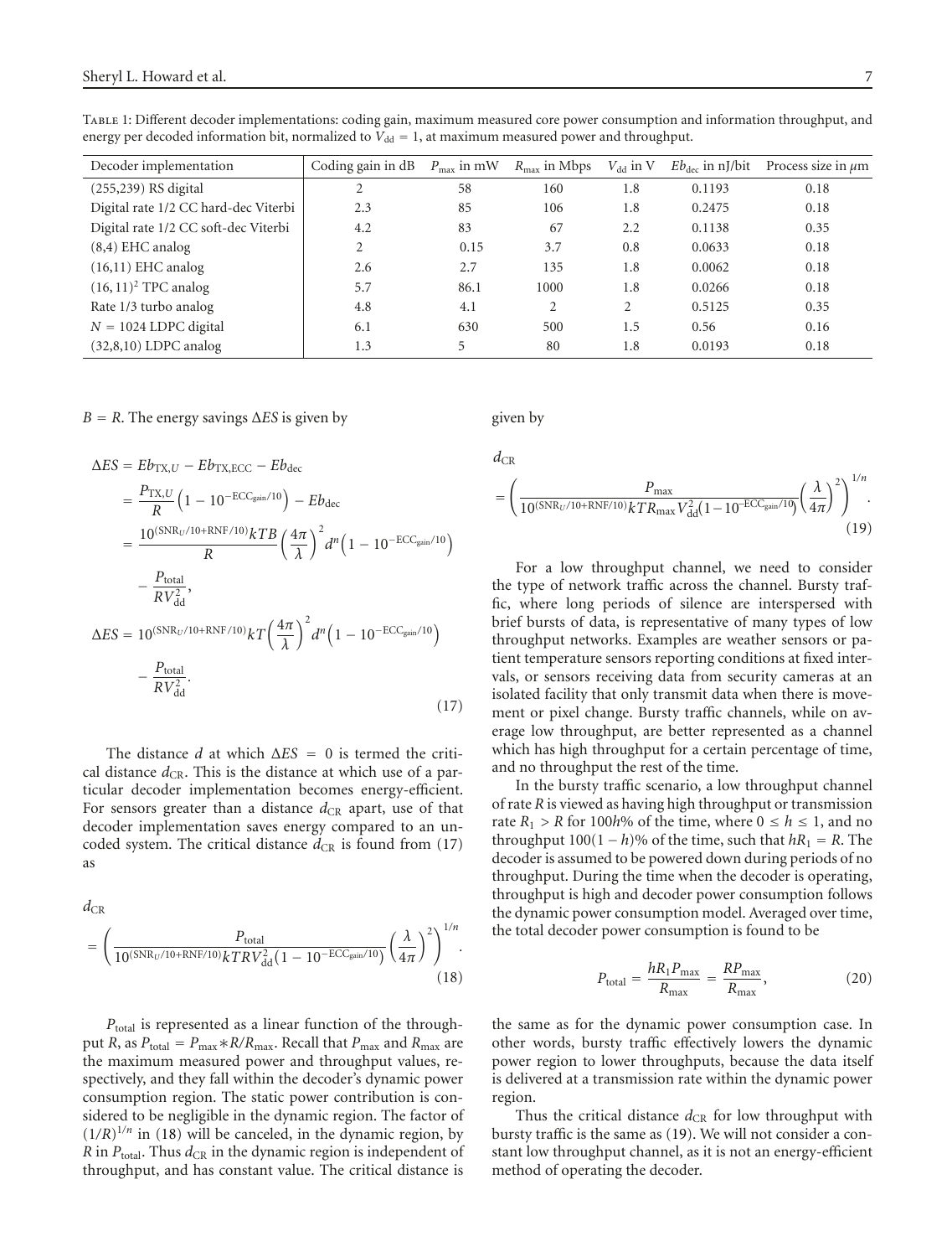Table 1: Different decoder implementations: coding gain, maximum measured core power consumption and information throughput, and energy per decoded information bit, normalized to $V_{dd} = 1$, at maximum measured power and throughput.

| Decoder implementation | Coding gain in dB | $P_{max}$ in mW | $R_{max}$ in Mbps | $V_{dd}$ in V | $Eb_{dec}$ in nJ/bit | Process size in $\mu$m |
|---|---|---|---|---|---|---|
| (255,239) RS digital | 2 | 58 | 160 | 1.8 | 0.1193 | 0.18 |
| Digital rate 1/2 CC hard-dec Viterbi | 2.3 | 85 | 106 | 1.8 | 0.2475 | 0.18 |
| Digital rate 1/2 CC soft-dec Viterbi | 4.2 | 83 | 67 | 2.2 | 0.1138 | 0.35 |
| (8,4) EHC analog | 2 | 0.15 | 3.7 | 0.8 | 0.0633 | 0.18 |
| (16,11) EHC analog | 2.6 | 2.7 | 135 | 1.8 | 0.0062 | 0.18 |
| $(16, 11)^2$ TPC analog | 5.7 | 86.1 | 1000 | 1.8 | 0.0266 | 0.18 |
| Rate 1/3 turbo analog | 4.8 | 4.1 | 2 | 2 | 0.5125 | 0.35 |
| $N = 1024$ LDPC digital | 6.1 | 630 | 500 | 1.5 | 0.56 | 0.16 |
| (32,8,10) LDPC analog | 1.3 | 5 | 80 | 1.8 | 0.0193 | 0.18 |

$B = R$. The energy savings $\Delta ES$ is given by

$$
\begin{aligned}
\Delta ES &= Eb_{TX,U} - Eb_{TX,ECC} - Eb_{dec} \\
&= \frac{P_{TX,U}}{R}\left(1 - 10^{-ECC_{gain}/10}\right) - Eb_{dec} \\
&= \frac{10^{(SNR_U/10+RNF/10)} kTB}{R}\left(\frac{4\pi}{\lambda}\right)^2 d^n \left(1 - 10^{-ECC_{gain}/10}\right) \\
&\quad - \frac{P_{total}}{RV_{dd}^2}, \\
\Delta ES &= 10^{(SNR_U/10+RNF/10)} kT\left(\frac{4\pi}{\lambda}\right)^2 d^n \left(1 - 10^{-ECC_{gain}/10}\right) \\
&\quad - \frac{P_{total}}{RV_{dd}^2}.
\end{aligned}
\tag{17}
$$

The distance $d$ at which $\Delta ES = 0$ is termed the critical distance $d_{CR}$. This is the distance at which use of a particular decoder implementation becomes energy-efficient. For sensors greater than a distance $d_{CR}$ apart, use of that decoder implementation saves energy compared to an uncoded system. The critical distance $d_{CR}$ is found from (17) as

$$
d_{CR} = \left(\frac{P_{total}}{10^{(SNR_U/10+RNF/10)} kTRV_{dd}^2 \left(1 - 10^{-ECC_{gain}/10}\right)}\left(\frac{\lambda}{4\pi}\right)^2\right)^{1/n}.
\tag{18}
$$

$P_{total}$ is represented as a linear function of the throughput $R$, as $P_{total} = P_{max} * R/R_{max}$. Recall that $P_{max}$ and $R_{max}$ are the maximum measured power and throughput values, respectively, and they fall within the decoder's dynamic power consumption region. The static power contribution is considered to be negligible in the dynamic region. The factor of $(1/R)^{1/n}$ in (18) will be canceled, in the dynamic region, by $R$ in $P_{total}$. Thus $d_{CR}$ in the dynamic region is independent of throughput, and has constant value. The critical distance is given by

$$
d_{CR} = \left(\frac{P_{max}}{10^{(SNR_U/10+RNF/10)} kTR_{max} V_{dd}^2 \left(1 - 10^{-ECC_{gain}/10}\right)}\left(\frac{\lambda}{4\pi}\right)^2\right)^{1/n}.
\tag{19}
$$

For a low throughput channel, we need to consider the type of network traffic across the channel. Bursty traffic, where long periods of silence are interspersed with brief bursts of data, is representative of many types of low throughput networks. Examples are weather sensors or patient temperature sensors reporting conditions at fixed intervals, or sensors receiving data from security cameras at an isolated facility that only transmit data when there is movement or pixel change. Bursty traffic channels, while on average low throughput, are better represented as a channel which has high throughput for a certain percentage of time, and no throughput the rest of the time.

In the bursty traffic scenario, a low throughput channel of rate $R$ is viewed as having high throughput or transmission rate $R_1 > R$ for $100h$% of the time, where $0 \leq h \leq 1$, and no throughput $100(1-h)$% of the time, such that $hR_1 = R$. The decoder is assumed to be powered down during periods of no throughput. During the time when the decoder is operating, throughput is high and decoder power consumption follows the dynamic power consumption model. Averaged over time, the total decoder power consumption is found to be

$$
P_{total} = \frac{hR_1 P_{max}}{R_{max}} = \frac{RP_{max}}{R_{max}},
\tag{20}
$$

the same as for the dynamic power consumption case. In other words, bursty traffic effectively lowers the dynamic power region to lower throughputs, because the data itself is delivered at a transmission rate within the dynamic power region.

Thus the critical distance $d_{CR}$ for low throughput with bursty traffic is the same as (19). We will not consider a constant low throughput channel, as it is not an energy-efficient method of operating the decoder.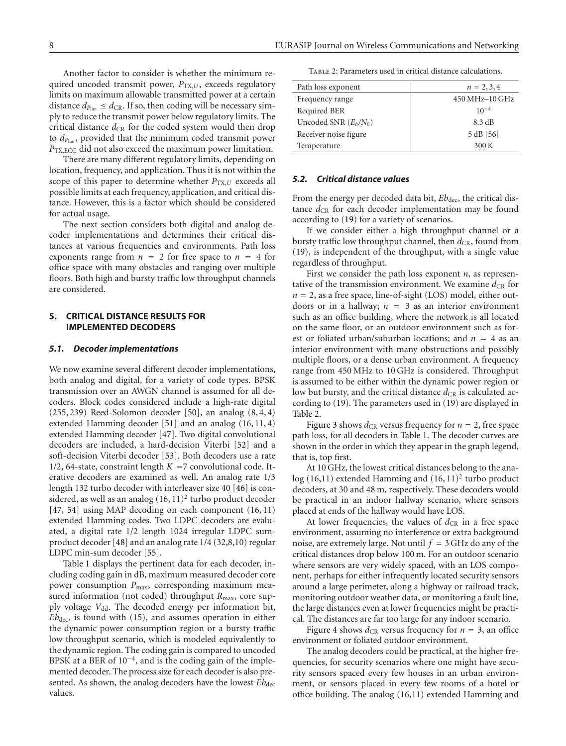Another factor to consider is whether the minimum required uncoded transmit power, $P_{TX,U}$, exceeds regulatory limits on maximum allowable transmitted power at a certain distance $d_{P_{lim}} \leq d_{CR}$. If so, then coding will be necessary simply to reduce the transmit power below regulatory limits. The critical distance $d_{CR}$ for the coded system would then drop to $d_{P_{lim}}$, provided that the minimum coded transmit power $P_{TX,ECC}$ did not also exceed the maximum power limitation.

There are many different regulatory limits, depending on location, frequency, and application. Thus it is not within the scope of this paper to determine whether $P_{TX,U}$ exceeds all possible limits at each frequency, application, and critical distance. However, this is a factor which should be considered for actual usage.

The next section considers both digital and analog decoder implementations and determines their critical distances at various frequencies and environments. Path loss exponents range from $n = 2$ for free space to $n = 4$ for office space with many obstacles and ranging over multiple floors. Both high and bursty traffic low throughput channels are considered.

## 5. CRITICAL DISTANCE RESULTS FOR IMPLEMENTED DECODERS

### 5.1. Decoder implementations

We now examine several different decoder implementations, both analog and digital, for a variety of code types. BPSK transmission over an AWGN channel is assumed for all decoders. Block codes considered include a high-rate digital (255, 239) Reed-Solomon decoder [50], an analog (8, 4, 4) extended Hamming decoder [51] and an analog (16, 11, 4) extended Hamming decoder [47]. Two digital convolutional decoders are included, a hard-decision Viterbi [52] and a soft-decision Viterbi decoder [53]. Both decoders use a rate 1/2, 64-state, constraint length $K = 7$ convolutional code. Iterative decoders are examined as well. An analog rate 1/3 length 132 turbo decoder with interleaver size 40 [46] is considered, as well as an analog $(16, 11)^2$ turbo product decoder [47, 54] using MAP decoding on each component (16, 11) extended Hamming codes. Two LDPC decoders are evaluated, a digital rate 1/2 length 1024 irregular LDPC sum-product decoder [48] and an analog rate 1/4 (32,8,10) regular LDPC min-sum decoder [55].

Table 1 displays the pertinent data for each decoder, including coding gain in dB, maximum measured decoder core power consumption $P_{max}$, corresponding maximum measured information (not coded) throughput $R_{max}$, core supply voltage $V_{dd}$. The decoded energy per information bit, $Eb_{dec}$, is found with (15), and assumes operation in either the dynamic power consumption region or a bursty traffic low throughput scenario, which is modeled equivalently to the dynamic region. The coding gain is compared to uncoded BPSK at a BER of $10^{-4}$, and is the coding gain of the implemented decoder. The process size for each decoder is also presented. As shown, the analog decoders have the lowest $Eb_{dec}$ values.

Table 2: Parameters used in critical distance calculations.

| Path loss exponent | $n = 2, 3, 4$ |
|---|---|
| Frequency range | 450 MHz–10 GHz |
| Required BER | $10^{-4}$ |
| Uncoded SNR ($E_b/N_0$) | 8.3 dB |
| Receiver noise figure | 5 dB [56] |
| Temperature | 300 K |

### 5.2. Critical distance values

From the energy per decoded data bit, $Eb_{dec}$, the critical distance $d_{CR}$ for each decoder implementation may be found according to (19) for a variety of scenarios.

If we consider either a high throughput channel or a bursty traffic low throughput channel, then $d_{CR}$, found from (19), is independent of the throughput, with a single value regardless of throughput.

First we consider the path loss exponent $n$, as representative of the transmission environment. We examine $d_{CR}$ for $n = 2$, as a free space, line-of-sight (LOS) model, either outdoors or in a hallway; $n = 3$ as an interior environment such as an office building, where the network is all located on the same floor, or an outdoor environment such as forest or foliated urban/suburban locations; and $n = 4$ as an interior environment with many obstructions and possibly multiple floors, or a dense urban environment. A frequency range from 450 MHz to 10 GHz is considered. Throughput is assumed to be either within the dynamic power region or low but bursty, and the critical distance $d_{CR}$ is calculated according to (19). The parameters used in (19) are displayed in Table 2.

Figure 3 shows $d_{CR}$ versus frequency for $n = 2$, free space path loss, for all decoders in Table 1. The decoder curves are shown in the order in which they appear in the graph legend, that is, top first.

At 10 GHz, the lowest critical distances belong to the analog (16,11) extended Hamming and $(16, 11)^2$ turbo product decoders, at 30 and 48 m, respectively. These decoders would be practical in an indoor hallway scenario, where sensors placed at ends of the hallway would have LOS.

At lower frequencies, the values of $d_{CR}$ in a free space environment, assuming no interference or extra background noise, are extremely large. Not until $f = 3$ GHz do any of the critical distances drop below 100 m. For an outdoor scenario where sensors are very widely spaced, with an LOS component, perhaps for either infrequently located security sensors around a large perimeter, along a highway or railroad track, monitoring outdoor weather data, or monitoring a fault line, the large distances even at lower frequencies might be practical. The distances are far too large for any indoor scenario.

Figure 4 shows $d_{CR}$ versus frequency for $n = 3$, an office environment or foliated outdoor environment.

The analog decoders could be practical, at the higher frequencies, for security scenarios where one might have security sensors spaced every few houses in an urban environment, or sensors placed in every few rooms of a hotel or office building. The analog (16,11) extended Hamming and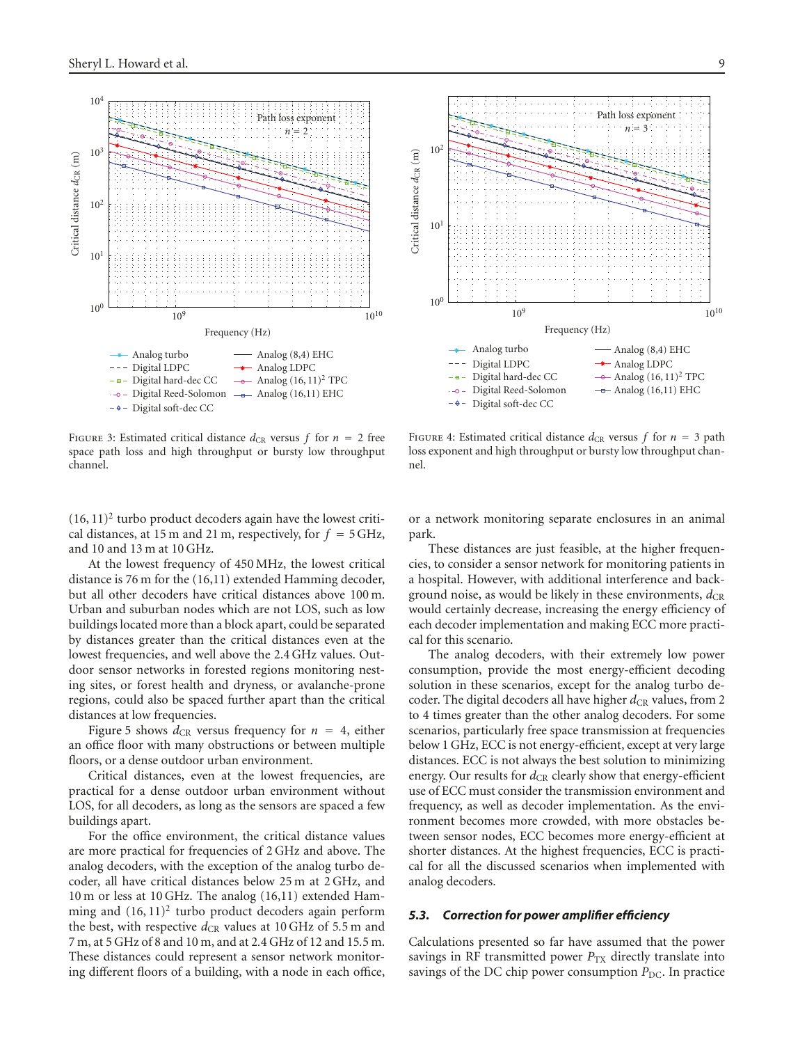FIGURE 3: Estimated critical distance $d_{CR}$ versus $f$ for $n = 2$ free space path loss and high throughput or bursty low throughput channel.

FIGURE 4: Estimated critical distance $d_{CR}$ versus $f$ for $n = 3$ path loss exponent and high throughput or bursty low throughput channel.

$(16,11)^2$ turbo product decoders again have the lowest critical distances, at 15 m and 21 m, respectively, for $f = 5$ GHz, and 10 and 13 m at 10 GHz.

At the lowest frequency of 450 MHz, the lowest critical distance is 76 m for the (16,11) extended Hamming decoder, but all other decoders have critical distances above 100 m. Urban and suburban nodes which are not LOS, such as low buildings located more than a block apart, could be separated by distances greater than the critical distances even at the lowest frequencies, and well above the 2.4 GHz values. Outdoor sensor networks in forested regions monitoring nesting sites, or forest health and dryness, or avalanche-prone regions, could also be spaced further apart than the critical distances at low frequencies.

Figure 5 shows $d_{CR}$ versus frequency for $n = 4$, either an office floor with many obstructions or between multiple floors, or a dense outdoor urban environment.

Critical distances, even at the lowest frequencies, are practical for a dense outdoor urban environment without LOS, for all decoders, as long as the sensors are spaced a few buildings apart.

For the office environment, the critical distance values are more practical for frequencies of 2 GHz and above. The analog decoders, with the exception of the analog turbo decoder, all have critical distances below 25 m at 2 GHz, and 10 m or less at 10 GHz. The analog (16,11) extended Hamming and $(16,11)^2$ turbo product decoders again perform the best, with respective $d_{CR}$ values at 10 GHz of 5.5 m and 7 m, at 5 GHz of 8 and 10 m, and at 2.4 GHz of 12 and 15.5 m. These distances could represent a sensor network monitoring different floors of a building, with a node in each office, or a network monitoring separate enclosures in an animal park.

These distances are just feasible, at the higher frequencies, to consider a sensor network for monitoring patients in a hospital. However, with additional interference and background noise, as would be likely in these environments, $d_{CR}$ would certainly decrease, increasing the energy efficiency of each decoder implementation and making ECC more practical for this scenario.

The analog decoders, with their extremely low power consumption, provide the most energy-efficient decoding solution in these scenarios, except for the analog turbo decoder. The digital decoders all have higher $d_{CR}$ values, from 2 to 4 times greater than the other analog decoders. For some scenarios, particularly free space transmission at frequencies below 1 GHz, ECC is not energy-efficient, except at very large distances. ECC is not always the best solution to minimizing energy. Our results for $d_{CR}$ clearly show that energy-efficient use of ECC must consider the transmission environment and frequency, as well as decoder implementation. As the environment becomes more crowded, with more obstacles between sensor nodes, ECC becomes more energy-efficient at shorter distances. At the highest frequencies, ECC is practical for all the discussed scenarios when implemented with analog decoders.

### *5.3. Correction for power amplifier efficiency*

Calculations presented so far have assumed that the power savings in RF transmitted power $P_{TX}$ directly translate into savings of the DC chip power consumption $P_{DC}$. In practice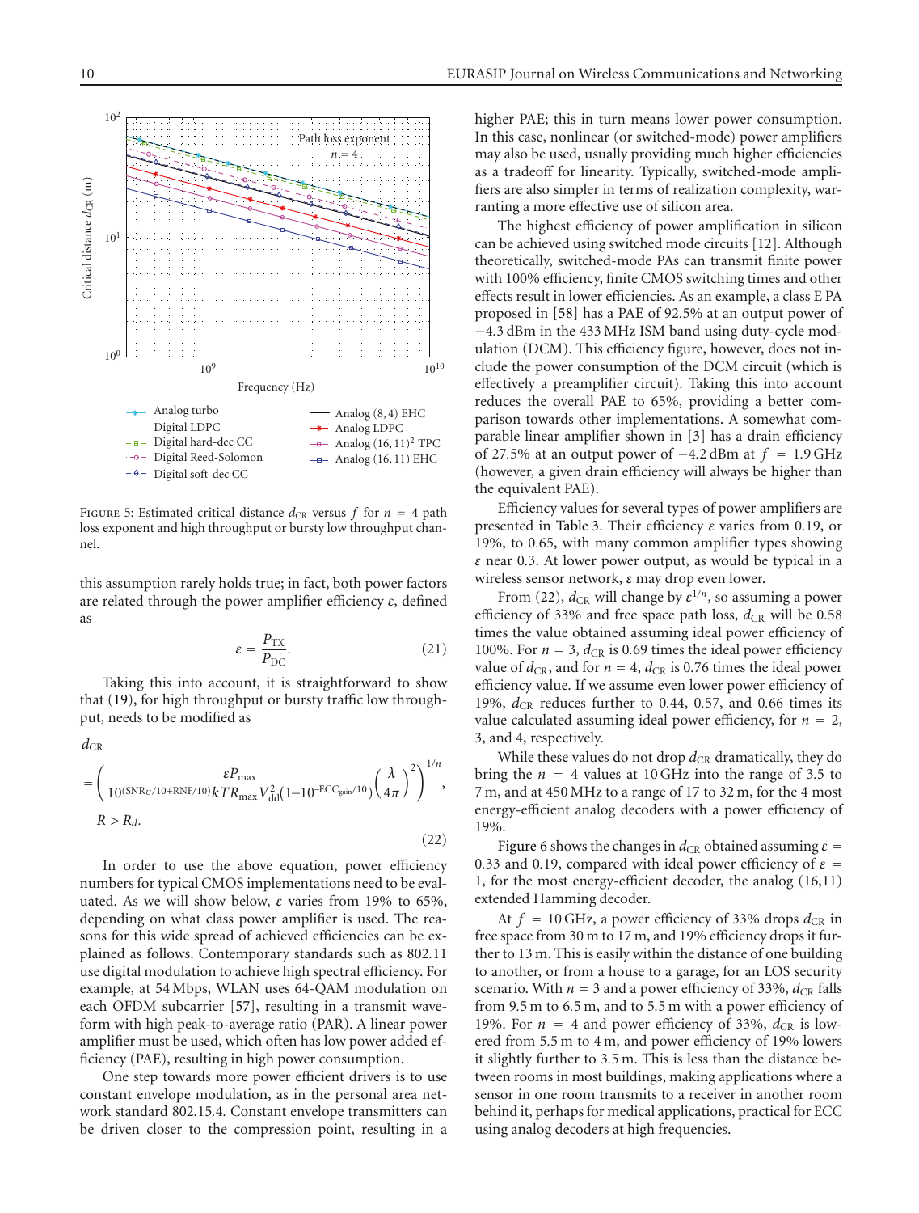Figure 5: Estimated critical distance $d_{CR}$ versus $f$ for $n = 4$ path loss exponent and high throughput or bursty low throughput channel.

this assumption rarely holds true; in fact, both power factors are related through the power amplifier efficiency $\varepsilon$, defined as

$$\varepsilon = \frac{P_{TX}}{P_{DC}}. \tag{21}$$

Taking this into account, it is straightforward to show that (19), for high throughput or bursty traffic low throughput, needs to be modified as

$$d_{CR} = \left( \frac{\varepsilon P_{\max}}{10^{(SNR_U/10+RNF/10)} kTR_{\max} V_{dd}^2 (1-10^{-ECC_{gain}/10})} \left( \frac{\lambda}{4\pi} \right)^2 \right)^{1/n}, \quad R > R_d. \tag{22}$$

In order to use the above equation, power efficiency numbers for typical CMOS implementations need to be evaluated. As we will show below, $\varepsilon$ varies from 19% to 65%, depending on what class power amplifier is used. The reasons for this wide spread of achieved efficiencies can be explained as follows. Contemporary standards such as 802.11 use digital modulation to achieve high spectral efficiency. For example, at 54 Mbps, WLAN uses 64-QAM modulation on each OFDM subcarrier [57], resulting in a transmit waveform with high peak-to-average ratio (PAR). A linear power amplifier must be used, which often has low power added efficiency (PAE), resulting in high power consumption.

One step towards more power efficient drivers is to use constant envelope modulation, as in the personal area network standard 802.15.4. Constant envelope transmitters can be driven closer to the compression point, resulting in a higher PAE; this in turn means lower power consumption. In this case, nonlinear (or switched-mode) power amplifiers may also be used, usually providing much higher efficiencies as a tradeoff for linearity. Typically, switched-mode amplifiers are also simpler in terms of realization complexity, warranting a more effective use of silicon area.

The highest efficiency of power amplification in silicon can be achieved using switched mode circuits [12]. Although theoretically, switched-mode PAs can transmit finite power with 100% efficiency, finite CMOS switching times and other effects result in lower efficiencies. As an example, a class E PA proposed in [58] has a PAE of 92.5% at an output power of −4.3 dBm in the 433 MHz ISM band using duty-cycle modulation (DCM). This efficiency figure, however, does not include the power consumption of the DCM circuit (which is effectively a preamplifier circuit). Taking this into account reduces the overall PAE to 65%, providing a better comparison towards other implementations. A somewhat comparable linear amplifier shown in [3] has a drain efficiency of 27.5% at an output power of −4.2 dBm at $f = 1.9$ GHz (however, a given drain efficiency will always be higher than the equivalent PAE).

Efficiency values for several types of power amplifiers are presented in Table 3. Their efficiency $\varepsilon$ varies from 0.19, or 19%, to 0.65, with many common amplifier types showing $\varepsilon$ near 0.3. At lower power output, as would be typical in a wireless sensor network, $\varepsilon$ may drop even lower.

From (22), $d_{CR}$ will change by $\varepsilon^{1/n}$, so assuming a power efficiency of 33% and free space path loss, $d_{CR}$ will be 0.58 times the value obtained assuming ideal power efficiency of 100%. For $n = 3$, $d_{CR}$ is 0.69 times the ideal power efficiency value of $d_{CR}$, and for $n = 4$, $d_{CR}$ is 0.76 times the ideal power efficiency value. If we assume even lower power efficiency of 19%, $d_{CR}$ reduces further to 0.44, 0.57, and 0.66 times its value calculated assuming ideal power efficiency, for $n = 2$, 3, and 4, respectively.

While these values do not drop $d_{CR}$ dramatically, they do bring the $n = 4$ values at 10 GHz into the range of 3.5 to 7 m, and at 450 MHz to a range of 17 to 32 m, for the 4 most energy-efficient analog decoders with a power efficiency of 19%.

Figure 6 shows the changes in $d_{CR}$ obtained assuming $\varepsilon = 0.33$ and 0.19, compared with ideal power efficiency of $\varepsilon = 1$, for the most energy-efficient decoder, the analog (16,11) extended Hamming decoder.

At $f = 10$ GHz, a power efficiency of 33% drops $d_{CR}$ in free space from 30 m to 17 m, and 19% efficiency drops it further to 13 m. This is easily within the distance of one building to another, or from a house to a garage, for an LOS security scenario. With $n = 3$ and a power efficiency of 33%, $d_{CR}$ falls from 9.5 m to 6.5 m, and to 5.5 m with a power efficiency of 19%. For $n = 4$ and power efficiency of 33%, $d_{CR}$ is lowered from 5.5 m to 4 m, and power efficiency of 19% lowers it slightly further to 3.5 m. This is less than the distance between rooms in most buildings, making applications where a sensor in one room transmits to a receiver in another room behind it, perhaps for medical applications, practical for ECC using analog decoders at high frequencies.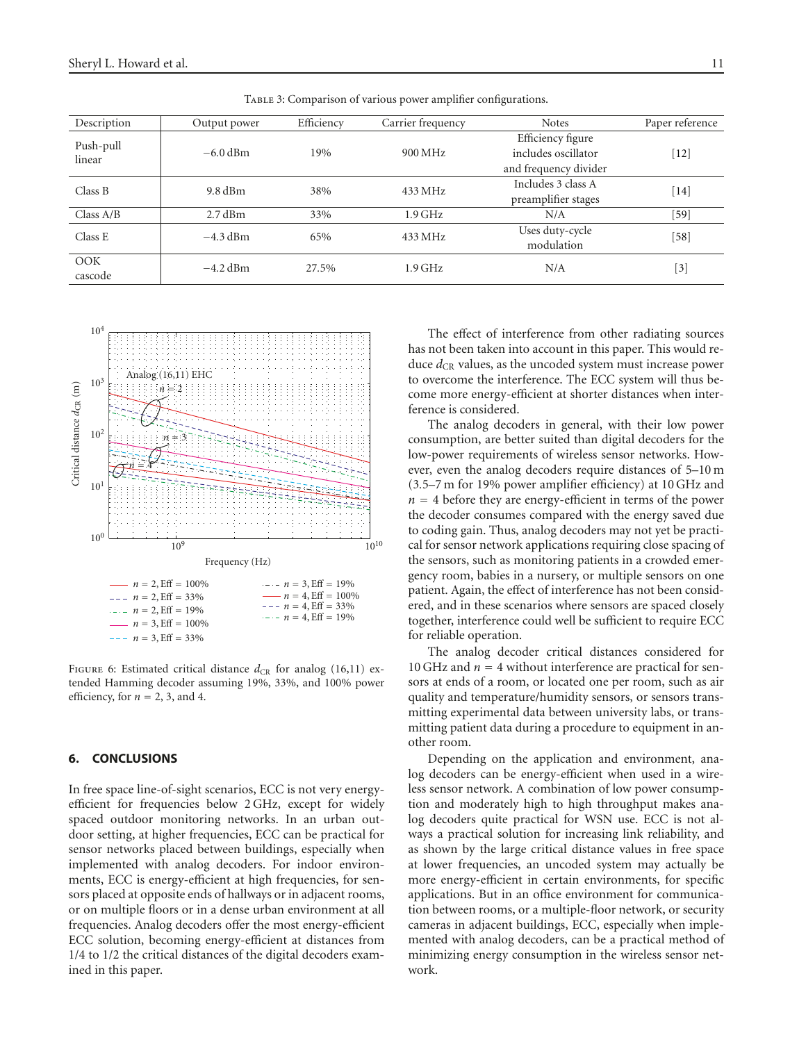Table 3: Comparison of various power amplifier configurations.

| Description | Output power | Efficiency | Carrier frequency | Notes | Paper reference |
|---|---|---|---|---|---|
| Push-pull linear | −6.0 dBm | 19% | 900 MHz | Efficiency figure includes oscillator and frequency divider | [12] |
| Class B | 9.8 dBm | 38% | 433 MHz | Includes 3 class A preamplifier stages | [14] |
| Class A/B | 2.7 dBm | 33% | 1.9 GHz | N/A | [59] |
| Class E | −4.3 dBm | 65% | 433 MHz | Uses duty-cycle modulation | [58] |
| OOK cascode | −4.2 dBm | 27.5% | 1.9 GHz | N/A | [3] |

Critical distance $d_{CR}$ (m)

$10^4$
$10^3$
$10^2$
$10^1$
$10^0$

Analog (16,11) EHC

$n = 2$

$n = 3$

$n = 4$

$10^9$
$10^{10}$

Frequency (Hz)

$n = 2$, Eff = 100%
$n = 2$, Eff = 33%
$n = 2$, Eff = 19%
$n = 3$, Eff = 100%
$n = 3$, Eff = 33%
$n = 3$, Eff = 19%
$n = 4$, Eff = 100%
$n = 4$, Eff = 33%
$n = 4$, Eff = 19%

Figure 6: Estimated critical distance $d_{CR}$ for analog (16,11) extended Hamming decoder assuming 19%, 33%, and 100% power efficiency, for $n = 2$, 3, and 4.

## 6. CONCLUSIONS

In free space line-of-sight scenarios, ECC is not very energy-efficient for frequencies below 2 GHz, except for widely spaced outdoor monitoring networks. In an urban outdoor setting, at higher frequencies, ECC can be practical for sensor networks placed between buildings, especially when implemented with analog decoders. For indoor environments, ECC is energy-efficient at high frequencies, for sensors placed at opposite ends of hallways or in adjacent rooms, or on multiple floors or in a dense urban environment at all frequencies. Analog decoders offer the most energy-efficient ECC solution, becoming energy-efficient at distances from 1/4 to 1/2 the critical distances of the digital decoders examined in this paper.

The effect of interference from other radiating sources has not been taken into account in this paper. This would reduce $d_{CR}$ values, as the uncoded system must increase power to overcome the interference. The ECC system will thus become more energy-efficient at shorter distances when interference is considered.

The analog decoders in general, with their low power consumption, are better suited than digital decoders for the low-power requirements of wireless sensor networks. However, even the analog decoders require distances of 5–10 m (3.5–7 m for 19% power amplifier efficiency) at 10 GHz and $n = 4$ before they are energy-efficient in terms of the power the decoder consumes compared with the energy saved due to coding gain. Thus, analog decoders may not yet be practical for sensor network applications requiring close spacing of the sensors, such as monitoring patients in a crowded emergency room, babies in a nursery, or multiple sensors on one patient. Again, the effect of interference has not been considered, and in these scenarios where sensors are spaced closely together, interference could well be sufficient to require ECC for reliable operation.

The analog decoder critical distances considered for 10 GHz and $n = 4$ without interference are practical for sensors at ends of a room, or located one per room, such as air quality and temperature/humidity sensors, or sensors transmitting experimental data between university labs, or transmitting patient data during a procedure to equipment in another room.

Depending on the application and environment, analog decoders can be energy-efficient when used in a wireless sensor network. A combination of low power consumption and moderately high to high throughput makes analog decoders quite practical for WSN use. ECC is not always a practical solution for increasing link reliability, and as shown by the large critical distance values in free space at lower frequencies, an uncoded system may actually be more energy-efficient in certain environments, for specific applications. But in an office environment for communication between rooms, or a multiple-floor network, or security cameras in adjacent buildings, ECC, especially when implemented with analog decoders, can be a practical method of minimizing energy consumption in the wireless sensor network.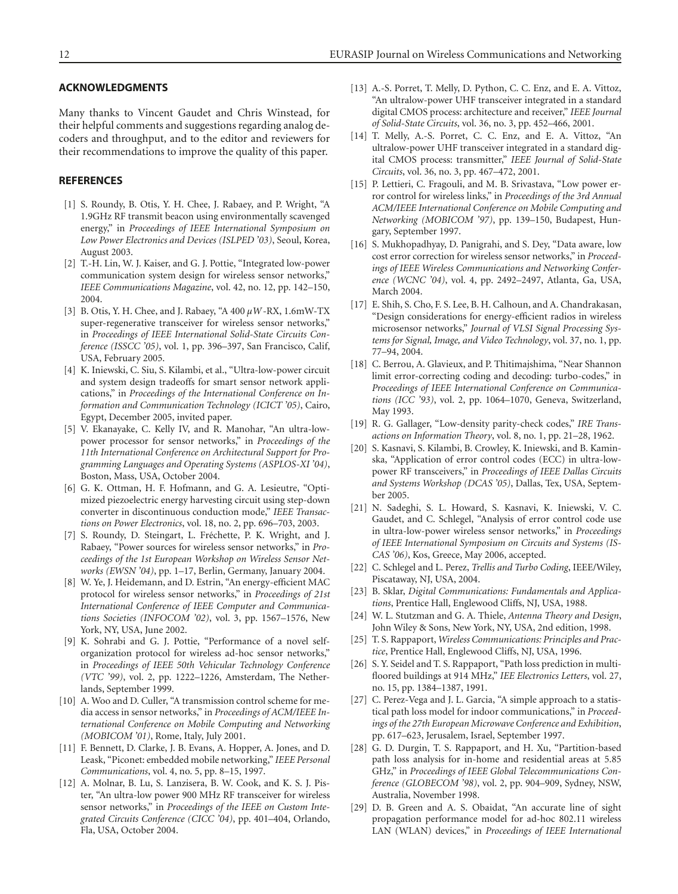## ACKNOWLEDGMENTS

Many thanks to Vincent Gaudet and Chris Winstead, for their helpful comments and suggestions regarding analog decoders and throughput, and to the editor and reviewers for their recommendations to improve the quality of this paper.

## REFERENCES

[1] S. Roundy, B. Otis, Y. H. Chee, J. Rabaey, and P. Wright, "A 1.9GHz RF transmit beacon using environmentally scavenged energy," in *Proceedings of IEEE International Symposium on Low Power Electronics and Devices (ISLPED '03)*, Seoul, Korea, August 2003.

[2] T.-H. Lin, W. J. Kaiser, and G. J. Pottie, "Integrated low-power communication system design for wireless sensor networks," *IEEE Communications Magazine*, vol. 42, no. 12, pp. 142–150, 2004.

[3] B. Otis, Y. H. Chee, and J. Rabaey, "A 400 $\mu W$-RX, 1.6mW-TX super-regenerative transceiver for wireless sensor networks," in *Proceedings of IEEE International Solid-State Circuits Conference (ISSCC '05)*, vol. 1, pp. 396–397, San Francisco, Calif, USA, February 2005.

[4] K. Iniewski, C. Siu, S. Kilambi, et al., "Ultra-low-power circuit and system design tradeoffs for smart sensor network applications," in *Proceedings of the International Conference on Information and Communication Technology (ICICT '05)*, Cairo, Egypt, December 2005, invited paper.

[5] V. Ekanayake, C. Kelly IV, and R. Manohar, "An ultra-low-power processor for sensor networks," in *Proceedings of the 11th International Conference on Architectural Support for Programming Languages and Operating Systems (ASPLOS-XI '04)*, Boston, Mass, USA, October 2004.

[6] G. K. Ottman, H. F. Hofmann, and G. A. Lesieutre, "Optimized piezoelectric energy harvesting circuit using step-down converter in discontinuous conduction mode," *IEEE Transactions on Power Electronics*, vol. 18, no. 2, pp. 696–703, 2003.

[7] S. Roundy, D. Steingart, L. Fréchette, P. K. Wright, and J. Rabaey, "Power sources for wireless sensor networks," in *Proceedings of the 1st European Workshop on Wireless Sensor Networks (EWSN '04)*, pp. 1–17, Berlin, Germany, January 2004.

[8] W. Ye, J. Heidemann, and D. Estrin, "An energy-efficient MAC protocol for wireless sensor networks," in *Proceedings of 21st International Conference of IEEE Computer and Communications Societies (INFOCOM '02)*, vol. 3, pp. 1567–1576, New York, NY, USA, June 2002.

[9] K. Sohrabi and G. J. Pottie, "Performance of a novel self-organization protocol for wireless ad-hoc sensor networks," in *Proceedings of IEEE 50th Vehicular Technology Conference (VTC '99)*, vol. 2, pp. 1222–1226, Amsterdam, The Netherlands, September 1999.

[10] A. Woo and D. Culler, "A transmission control scheme for media access in sensor networks," in *Proceedings of ACM/IEEE International Conference on Mobile Computing and Networking (MOBICOM '01)*, Rome, Italy, July 2001.

[11] F. Bennett, D. Clarke, J. B. Evans, A. Hopper, A. Jones, and D. Leask, "Piconet: embedded mobile networking," *IEEE Personal Communications*, vol. 4, no. 5, pp. 8–15, 1997.

[12] A. Molnar, B. Lu, S. Lanzisera, B. W. Cook, and K. S. J. Pister, "An ultra-low power 900 MHz RF transceiver for wireless sensor networks," in *Proceedings of the IEEE on Custom Integrated Circuits Conference (CICC '04)*, pp. 401–404, Orlando, Fla, USA, October 2004.

[13] A.-S. Porret, T. Melly, D. Python, C. C. Enz, and E. A. Vittoz, "An ultralow-power UHF transceiver integrated in a standard digital CMOS process: architecture and receiver," *IEEE Journal of Solid-State Circuits*, vol. 36, no. 3, pp. 452–466, 2001.

[14] T. Melly, A.-S. Porret, C. C. Enz, and E. A. Vittoz, "An ultralow-power UHF transceiver integrated in a standard digital CMOS process: transmitter," *IEEE Journal of Solid-State Circuits*, vol. 36, no. 3, pp. 467–472, 2001.

[15] P. Lettieri, C. Fragouli, and M. B. Srivastava, "Low power error control for wireless links," in *Proceedings of the 3rd Annual ACM/IEEE International Conference on Mobile Computing and Networking (MOBICOM '97)*, pp. 139–150, Budapest, Hungary, September 1997.

[16] S. Mukhopadhyay, D. Panigrahi, and S. Dey, "Data aware, low cost error correction for wireless sensor networks," in *Proceedings of IEEE Wireless Communications and Networking Conference (WCNC '04)*, vol. 4, pp. 2492–2497, Atlanta, Ga, USA, March 2004.

[17] E. Shih, S. Cho, F. S. Lee, B. H. Calhoun, and A. Chandrakasan, "Design considerations for energy-efficient radios in wireless microsensor networks," *Journal of VLSI Signal Processing Systems for Signal, Image, and Video Technology*, vol. 37, no. 1, pp. 77–94, 2004.

[18] C. Berrou, A. Glavieux, and P. Thitimajshima, "Near Shannon limit error-correcting coding and decoding: turbo-codes," in *Proceedings of IEEE International Conference on Communications (ICC '93)*, vol. 2, pp. 1064–1070, Geneva, Switzerland, May 1993.

[19] R. G. Gallager, "Low-density parity-check codes," *IRE Transactions on Information Theory*, vol. 8, no. 1, pp. 21–28, 1962.

[20] S. Kasnavi, S. Kilambi, B. Crowley, K. Iniewski, and B. Kaminska, "Application of error control codes (ECC) in ultra-low-power RF transceivers," in *Proceedings of IEEE Dallas Circuits and Systems Workshop (DCAS '05)*, Dallas, Tex, USA, September 2005.

[21] N. Sadeghi, S. L. Howard, S. Kasnavi, K. Iniewski, V. C. Gaudet, and C. Schlegel, "Analysis of error control code use in ultra-low-power wireless sensor networks," in *Proceedings of IEEE International Symposium on Circuits and Systems (ISCAS '06)*, Kos, Greece, May 2006, accepted.

[22] C. Schlegel and L. Perez, *Trellis and Turbo Coding*, IEEE/Wiley, Piscataway, NJ, USA, 2004.

[23] B. Sklar, *Digital Communications: Fundamentals and Applications*, Prentice Hall, Englewood Cliffs, NJ, USA, 1988.

[24] W. L. Stutzman and G. A. Thiele, *Antenna Theory and Design*, John Wiley & Sons, New York, NY, USA, 2nd edition, 1998.

[25] T. S. Rappaport, *Wireless Communications: Principles and Practice*, Prentice Hall, Englewood Cliffs, NJ, USA, 1996.

[26] S. Y. Seidel and T. S. Rappaport, "Path loss prediction in multifloored buildings at 914 MHz," *IEE Electronics Letters*, vol. 27, no. 15, pp. 1384–1387, 1991.

[27] C. Perez-Vega and J. L. Garcia, "A simple approach to a statistical path loss model for indoor communications," in *Proceedings of the 27th European Microwave Conference and Exhibition*, pp. 617–623, Jerusalem, Israel, September 1997.

[28] G. D. Durgin, T. S. Rappaport, and H. Xu, "Partition-based path loss analysis for in-home and residential areas at 5.85 GHz," in *Proceedings of IEEE Global Telecommunications Conference (GLOBECOM '98)*, vol. 2, pp. 904–909, Sydney, NSW, Australia, November 1998.

[29] D. B. Green and A. S. Obaidat, "An accurate line of sight propagation performance model for ad-hoc 802.11 wireless LAN (WLAN) devices," in *Proceedings of IEEE International*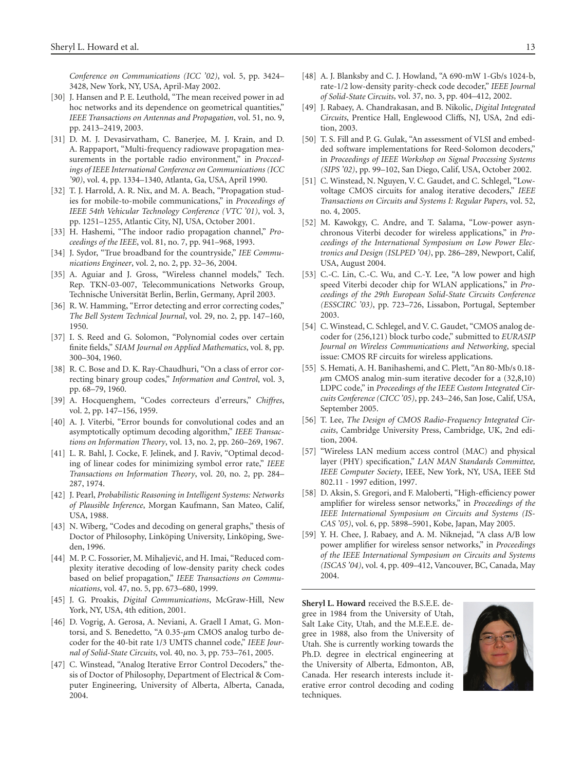*Conference on Communications (ICC '02)*, vol. 5, pp. 3424–3428, New York, NY, USA, April-May 2002.

[30] J. Hansen and P. E. Leuthold, "The mean received power in ad hoc networks and its dependence on geometrical quantities," *IEEE Transactions on Antennas and Propagation*, vol. 51, no. 9, pp. 2413–2419, 2003.

[31] D. M. J. Devasirvatham, C. Banerjee, M. J. Krain, and D. A. Rappaport, "Multi-frequency radiowave propagation measurements in the portable radio environment," in *Procceedings of IEEE International Conference on Communications (ICC '90)*, vol. 4, pp. 1334–1340, Atlanta, Ga, USA, April 1990.

[32] T. J. Harrold, A. R. Nix, and M. A. Beach, "Propagation studies for mobile-to-mobile communications," in *Proceedings of IEEE 54th Vehicular Technology Conference (VTC '01)*, vol. 3, pp. 1251–1255, Atlantic City, NJ, USA, October 2001.

[33] H. Hashemi, "The indoor radio propagation channel," *Proceedings of the IEEE*, vol. 81, no. 7, pp. 941–968, 1993.

[34] J. Sydor, "True broadband for the countryside," *IEE Communications Engineer*, vol. 2, no. 2, pp. 32–36, 2004.

[35] A. Aguiar and J. Gross, "Wireless channel models," Tech. Rep. TKN-03-007, Telecommunications Networks Group, Technische Universität Berlin, Berlin, Germany, April 2003.

[36] R. W. Hamming, "Error detecting and error correcting codes," *The Bell System Technical Journal*, vol. 29, no. 2, pp. 147–160, 1950.

[37] I. S. Reed and G. Solomon, "Polynomial codes over certain finite fields," *SIAM Journal on Applied Mathematics*, vol. 8, pp. 300–304, 1960.

[38] R. C. Bose and D. K. Ray-Chaudhuri, "On a class of error correcting binary group codes," *Information and Control*, vol. 3, pp. 68–79, 1960.

[39] A. Hocquenghem, "Codes correcteurs d'erreurs," *Chiffres*, vol. 2, pp. 147–156, 1959.

[40] A. J. Viterbi, "Error bounds for convolutional codes and an asymptotically optimum decoding algorithm," *IEEE Transactions on Information Theory*, vol. 13, no. 2, pp. 260–269, 1967.

[41] L. R. Bahl, J. Cocke, F. Jelinek, and J. Raviv, "Optimal decoding of linear codes for minimizing symbol error rate," *IEEE Transactions on Information Theory*, vol. 20, no. 2, pp. 284–287, 1974.

[42] J. Pearl, *Probabilistic Reasoning in Intelligent Systems: Networks of Plausible Inference*, Morgan Kaufmann, San Mateo, Calif, USA, 1988.

[43] N. Wiberg, "Codes and decoding on general graphs," thesis of Doctor of Philosophy, Linköping University, Linköping, Sweden, 1996.

[44] M. P. C. Fossorier, M. Mihaljević, and H. Imai, "Reduced complexity iterative decoding of low-density parity check codes based on belief propagation," *IEEE Transactions on Communications*, vol. 47, no. 5, pp. 673–680, 1999.

[45] J. G. Proakis, *Digital Communications*, McGraw-Hill, New York, NY, USA, 4th edition, 2001.

[46] D. Vogrig, A. Gerosa, A. Neviani, A. Graell I Amat, G. Montorsi, and S. Benedetto, "A 0.35-$\mu$m CMOS analog turbo decoder for the 40-bit rate 1/3 UMTS channel code," *IEEE Journal of Solid-State Circuits*, vol. 40, no. 3, pp. 753–761, 2005.

[47] C. Winstead, "Analog Iterative Error Control Decoders," thesis of Doctor of Philosophy, Department of Electrical & Computer Engineering, University of Alberta, Alberta, Canada, 2004.

[48] A. J. Blanksby and C. J. Howland, "A 690-mW 1-Gb/s 1024-b, rate-1/2 low-density parity-check code decoder," *IEEE Journal of Solid-State Circuits*, vol. 37, no. 3, pp. 404–412, 2002.

[49] J. Rabaey, A. Chandrakasan, and B. Nikolic, *Digital Integrated Circuits*, Prentice Hall, Englewood Cliffs, NJ, USA, 2nd edition, 2003.

[50] T. S. Fill and P. G. Gulak, "An assessment of VLSI and embedded software implementations for Reed-Solomon decoders," in *Proceedings of IEEE Workshop on Signal Processing Systems (SIPS '02)*, pp. 99–102, San Diego, Calif, USA, October 2002.

[51] C. Winstead, N. Nguyen, V. C. Gaudet, and C. Schlegel, "Low-voltage CMOS circuits for analog iterative decoders," *IEEE Transactions on Circuits and Systems I: Regular Papers*, vol. 52, no. 4, 2005.

[52] M. Kawokgy, C. Andre, and T. Salama, "Low-power asynchronous Viterbi decoder for wireless applications," in *Proceedings of the International Symposium on Low Power Electronics and Design (ISLPED '04)*, pp. 286–289, Newport, Calif, USA, August 2004.

[53] C.-C. Lin, C.-C. Wu, and C.-Y. Lee, "A low power and high speed Viterbi decoder chip for WLAN applications," in *Proceedings of the 29th European Solid-State Circuits Conference (ESSCIRC '03)*, pp. 723–726, Lissabon, Portugal, September 2003.

[54] C. Winstead, C. Schlegel, and V. C. Gaudet, "CMOS analog decoder for (256,121) block turbo code," submitted to *EURASIP Journal on Wireless Communications and Networking*, special issue: CMOS RF circuits for wireless applications.

[55] S. Hemati, A. H. Banihashemi, and C. Plett, "An 80-Mb/s 0.18-$\mu$m CMOS analog min-sum iterative decoder for a (32,8,10) LDPC code," in *Proceedings of the IEEE Custom Integrated Circuits Conference (CICC '05)*, pp. 243–246, San Jose, Calif, USA, September 2005.

[56] T. Lee, *The Design of CMOS Radio-Frequency Integrated Circuits*, Cambridge University Press, Cambridge, UK, 2nd edition, 2004.

[57] "Wireless LAN medium access control (MAC) and physical layer (PHY) specification," *LAN MAN Standards Committee, IEEE Computer Society*, IEEE, New York, NY, USA, IEEE Std 802.11 - 1997 edition, 1997.

[58] D. Aksin, S. Gregori, and F. Maloberti, "High-efficiency power amplifier for wireless sensor networks," in *Proceedings of the IEEE International Symposium on Circuits and Systems (ISCAS '05)*, vol. 6, pp. 5898–5901, Kobe, Japan, May 2005.

[59] Y. H. Chee, J. Rabaey, and A. M. Niknejad, "A class A/B low power amplifier for wireless sensor networks," in *Proceedings of the IEEE International Symposium on Circuits and Systems (ISCAS '04)*, vol. 4, pp. 409–412, Vancouver, BC, Canada, May 2004.

---

**Sheryl L. Howard** received the B.S.E.E. degree in 1984 from the University of Utah, Salt Lake City, Utah, and the M.E.E.E. degree in 1988, also from the University of Utah. She is currently working towards the Ph.D. degree in electrical engineering at the University of Alberta, Edmonton, AB, Canada. Her research interests include iterative error control decoding and coding techniques.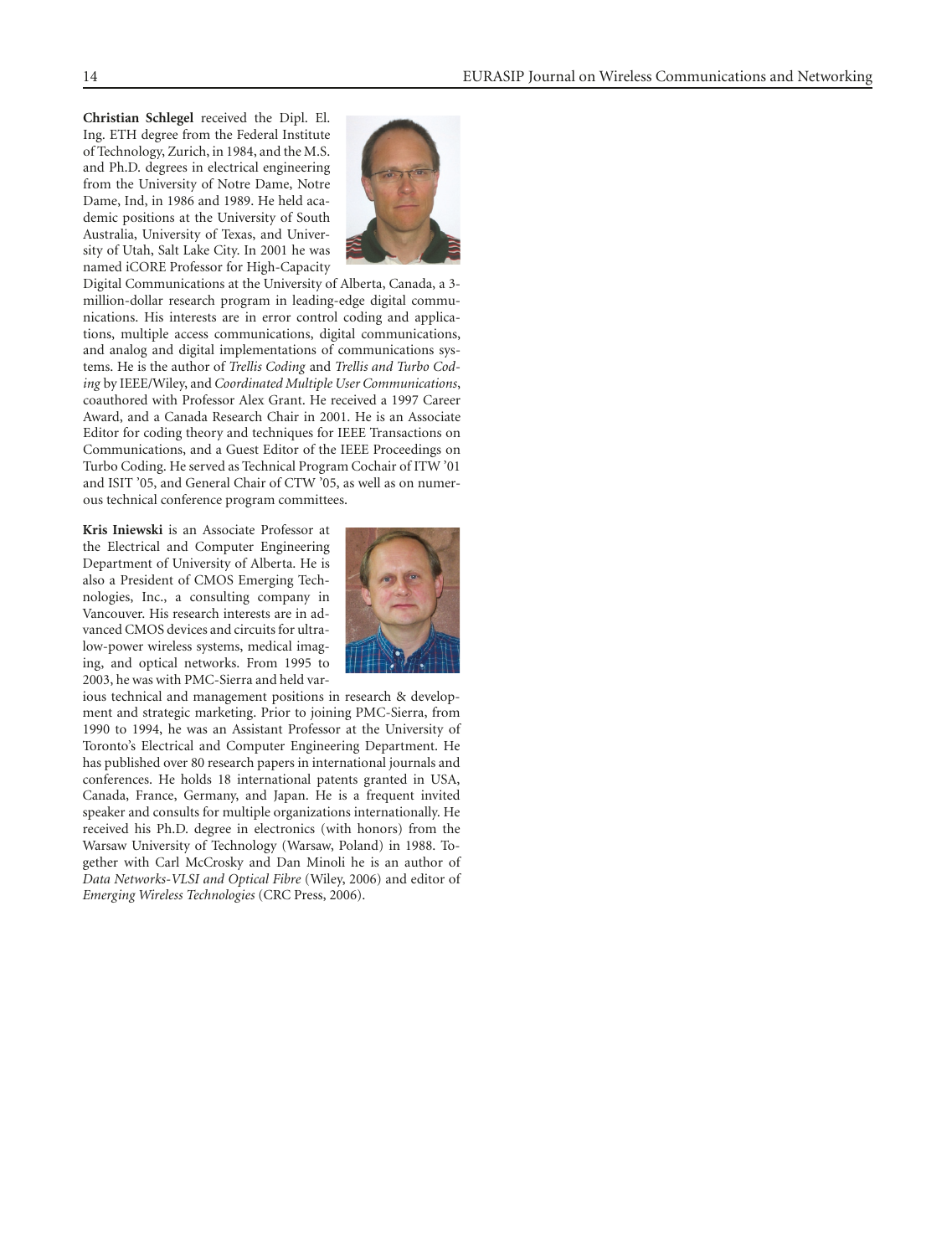**Christian Schlegel** received the Dipl. El. Ing. ETH degree from the Federal Institute of Technology, Zurich, in 1984, and the M.S. and Ph.D. degrees in electrical engineering from the University of Notre Dame, Notre Dame, Ind, in 1986 and 1989. He held academic positions at the University of South Australia, University of Texas, and University of Utah, Salt Lake City. In 2001 he was named iCORE Professor for High-Capacity Digital Communications at the University of Alberta, Canada, a 3-million-dollar research program in leading-edge digital communications. His interests are in error control coding and applications, multiple access communications, digital communications, and analog and digital implementations of communications systems. He is the author of *Trellis Coding* and *Trellis and Turbo Coding* by IEEE/Wiley, and *Coordinated Multiple User Communications*, coauthored with Professor Alex Grant. He received a 1997 Career Award, and a Canada Research Chair in 2001. He is an Associate Editor for coding theory and techniques for IEEE Transactions on Communications, and a Guest Editor of the IEEE Proceedings on Turbo Coding. He served as Technical Program Cochair of ITW '01 and ISIT '05, and General Chair of CTW '05, as well as on numerous technical conference program committees.

**Kris Iniewski** is an Associate Professor at the Electrical and Computer Engineering Department of University of Alberta. He is also a President of CMOS Emerging Technologies, Inc., a consulting company in Vancouver. His research interests are in advanced CMOS devices and circuits for ultra-low-power wireless systems, medical imaging, and optical networks. From 1995 to 2003, he was with PMC-Sierra and held various technical and management positions in research & development and strategic marketing. Prior to joining PMC-Sierra, from 1990 to 1994, he was an Assistant Professor at the University of Toronto's Electrical and Computer Engineering Department. He has published over 80 research papers in international journals and conferences. He holds 18 international patents granted in USA, Canada, France, Germany, and Japan. He is a frequent invited speaker and consults for multiple organizations internationally. He received his Ph.D. degree in electronics (with honors) from the Warsaw University of Technology (Warsaw, Poland) in 1988. Together with Carl McCrosky and Dan Minoli he is an author of *Data Networks-VLSI and Optical Fibre* (Wiley, 2006) and editor of *Emerging Wireless Technologies* (CRC Press, 2006).